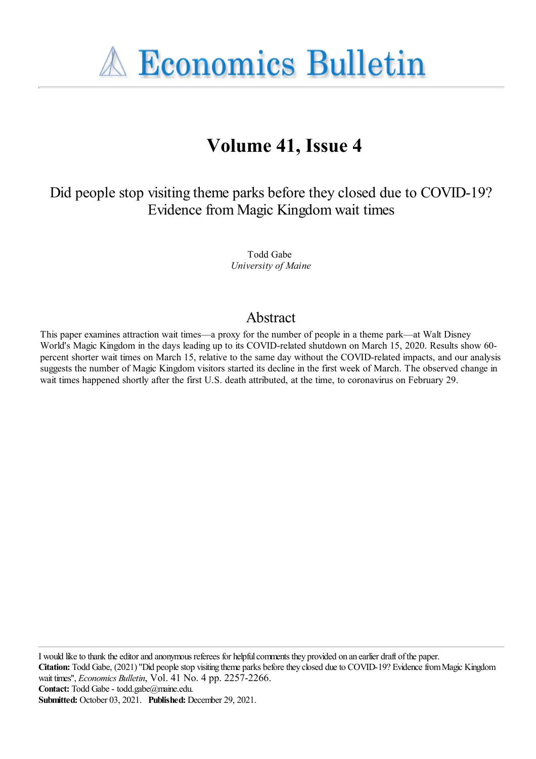# Economics Bulletin

## Volume 41, Issue 4

# Did people stop visiting theme parks before they closed due to COVID-19? Evidence from Magic Kingdom wait times

Todd Gabe  
*University of Maine*

## Abstract

This paper examines attraction wait times—a proxy for the number of people in a theme park—at Walt Disney World's Magic Kingdom in the days leading up to its COVID-related shutdown on March 15, 2020. Results show 60-percent shorter wait times on March 15, relative to the same day without the COVID-related impacts, and our analysis suggests the number of Magic Kingdom visitors started its decline in the first week of March. The observed change in wait times happened shortly after the first U.S. death attributed, at the time, to coronavirus on February 29.

---

I would like to thank the editor and anonymous referees for helpful comments they provided on an earlier draft of the paper.  
**Citation:** Todd Gabe, (2021) "Did people stop visiting theme parks before they closed due to COVID-19? Evidence from Magic Kingdom wait times", *Economics Bulletin*, Vol. 41 No. 4 pp. 2257-2266.  
**Contact:** Todd Gabe - todd.gabe@maine.edu.  
**Submitted:** October 03, 2021. **Published:** December 29, 2021.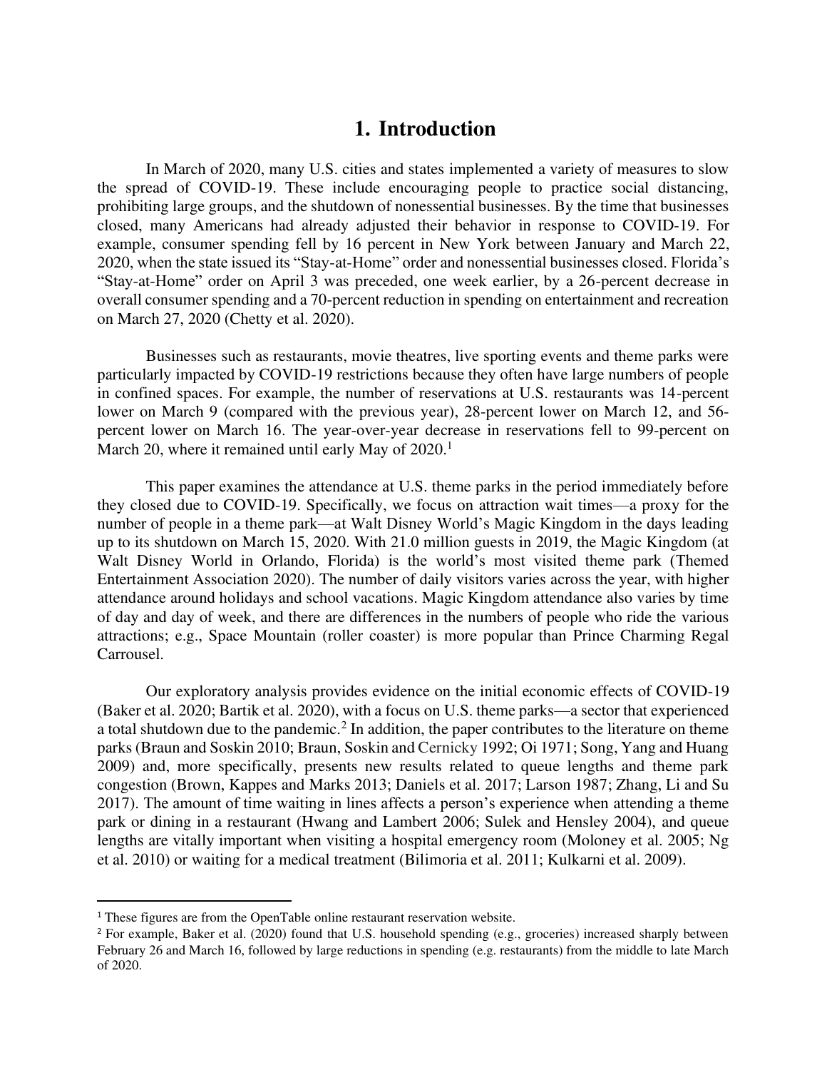# 1. Introduction

In March of 2020, many U.S. cities and states implemented a variety of measures to slow the spread of COVID-19. These include encouraging people to practice social distancing, prohibiting large groups, and the shutdown of nonessential businesses. By the time that businesses closed, many Americans had already adjusted their behavior in response to COVID-19. For example, consumer spending fell by 16 percent in New York between January and March 22, 2020, when the state issued its "Stay-at-Home" order and nonessential businesses closed. Florida's "Stay-at-Home" order on April 3 was preceded, one week earlier, by a 26-percent decrease in overall consumer spending and a 70-percent reduction in spending on entertainment and recreation on March 27, 2020 (Chetty et al. 2020).

Businesses such as restaurants, movie theatres, live sporting events and theme parks were particularly impacted by COVID-19 restrictions because they often have large numbers of people in confined spaces. For example, the number of reservations at U.S. restaurants was 14-percent lower on March 9 (compared with the previous year), 28-percent lower on March 12, and 56-percent lower on March 16. The year-over-year decrease in reservations fell to 99-percent on March 20, where it remained until early May of 2020.[1]

This paper examines the attendance at U.S. theme parks in the period immediately before they closed due to COVID-19. Specifically, we focus on attraction wait times—a proxy for the number of people in a theme park—at Walt Disney World's Magic Kingdom in the days leading up to its shutdown on March 15, 2020. With 21.0 million guests in 2019, the Magic Kingdom (at Walt Disney World in Orlando, Florida) is the world's most visited theme park (Themed Entertainment Association 2020). The number of daily visitors varies across the year, with higher attendance around holidays and school vacations. Magic Kingdom attendance also varies by time of day and day of week, and there are differences in the numbers of people who ride the various attractions; e.g., Space Mountain (roller coaster) is more popular than Prince Charming Regal Carrousel.

Our exploratory analysis provides evidence on the initial economic effects of COVID-19 (Baker et al. 2020; Bartik et al. 2020), with a focus on U.S. theme parks—a sector that experienced a total shutdown due to the pandemic.[2] In addition, the paper contributes to the literature on theme parks (Braun and Soskin 2010; Braun, Soskin and Cernicky 1992; Oi 1971; Song, Yang and Huang 2009) and, more specifically, presents new results related to queue lengths and theme park congestion (Brown, Kappes and Marks 2013; Daniels et al. 2017; Larson 1987; Zhang, Li and Su 2017). The amount of time waiting in lines affects a person's experience when attending a theme park or dining in a restaurant (Hwang and Lambert 2006; Sulek and Hensley 2004), and queue lengths are vitally important when visiting a hospital emergency room (Moloney et al. 2005; Ng et al. 2010) or waiting for a medical treatment (Bilimoria et al. 2011; Kulkarni et al. 2009).

[1] These figures are from the OpenTable online restaurant reservation website.

[2] For example, Baker et al. (2020) found that U.S. household spending (e.g., groceries) increased sharply between February 26 and March 16, followed by large reductions in spending (e.g. restaurants) from the middle to late March of 2020.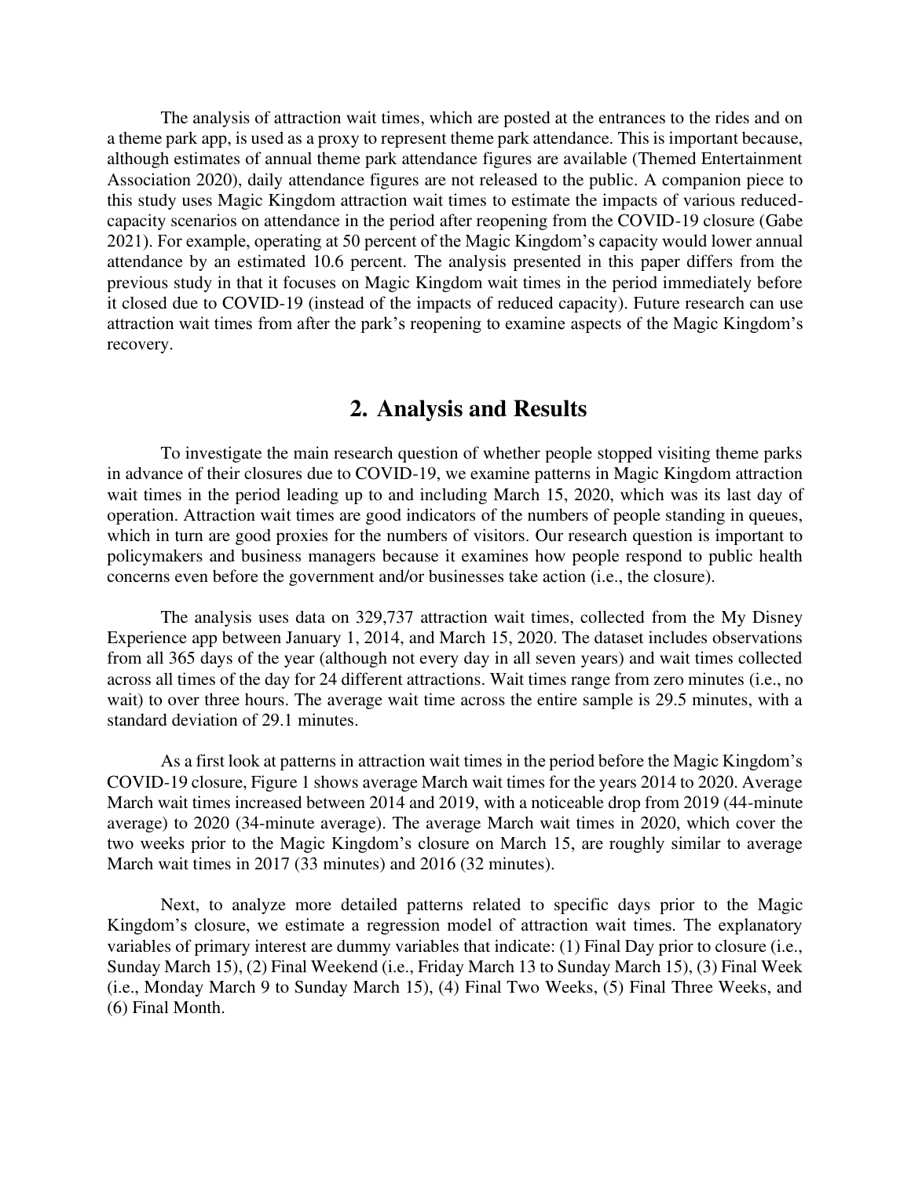The analysis of attraction wait times, which are posted at the entrances to the rides and on a theme park app, is used as a proxy to represent theme park attendance. This is important because, although estimates of annual theme park attendance figures are available (Themed Entertainment Association 2020), daily attendance figures are not released to the public. A companion piece to this study uses Magic Kingdom attraction wait times to estimate the impacts of various reduced-capacity scenarios on attendance in the period after reopening from the COVID-19 closure (Gabe 2021). For example, operating at 50 percent of the Magic Kingdom's capacity would lower annual attendance by an estimated 10.6 percent. The analysis presented in this paper differs from the previous study in that it focuses on Magic Kingdom wait times in the period immediately before it closed due to COVID-19 (instead of the impacts of reduced capacity). Future research can use attraction wait times from after the park's reopening to examine aspects of the Magic Kingdom's recovery.

## 2. Analysis and Results

To investigate the main research question of whether people stopped visiting theme parks in advance of their closures due to COVID-19, we examine patterns in Magic Kingdom attraction wait times in the period leading up to and including March 15, 2020, which was its last day of operation. Attraction wait times are good indicators of the numbers of people standing in queues, which in turn are good proxies for the numbers of visitors. Our research question is important to policymakers and business managers because it examines how people respond to public health concerns even before the government and/or businesses take action (i.e., the closure).

The analysis uses data on 329,737 attraction wait times, collected from the My Disney Experience app between January 1, 2014, and March 15, 2020. The dataset includes observations from all 365 days of the year (although not every day in all seven years) and wait times collected across all times of the day for 24 different attractions. Wait times range from zero minutes (i.e., no wait) to over three hours. The average wait time across the entire sample is 29.5 minutes, with a standard deviation of 29.1 minutes.

As a first look at patterns in attraction wait times in the period before the Magic Kingdom's COVID-19 closure, Figure 1 shows average March wait times for the years 2014 to 2020. Average March wait times increased between 2014 and 2019, with a noticeable drop from 2019 (44-minute average) to 2020 (34-minute average). The average March wait times in 2020, which cover the two weeks prior to the Magic Kingdom's closure on March 15, are roughly similar to average March wait times in 2017 (33 minutes) and 2016 (32 minutes).

Next, to analyze more detailed patterns related to specific days prior to the Magic Kingdom's closure, we estimate a regression model of attraction wait times. The explanatory variables of primary interest are dummy variables that indicate: (1) Final Day prior to closure (i.e., Sunday March 15), (2) Final Weekend (i.e., Friday March 13 to Sunday March 15), (3) Final Week (i.e., Monday March 9 to Sunday March 15), (4) Final Two Weeks, (5) Final Three Weeks, and (6) Final Month.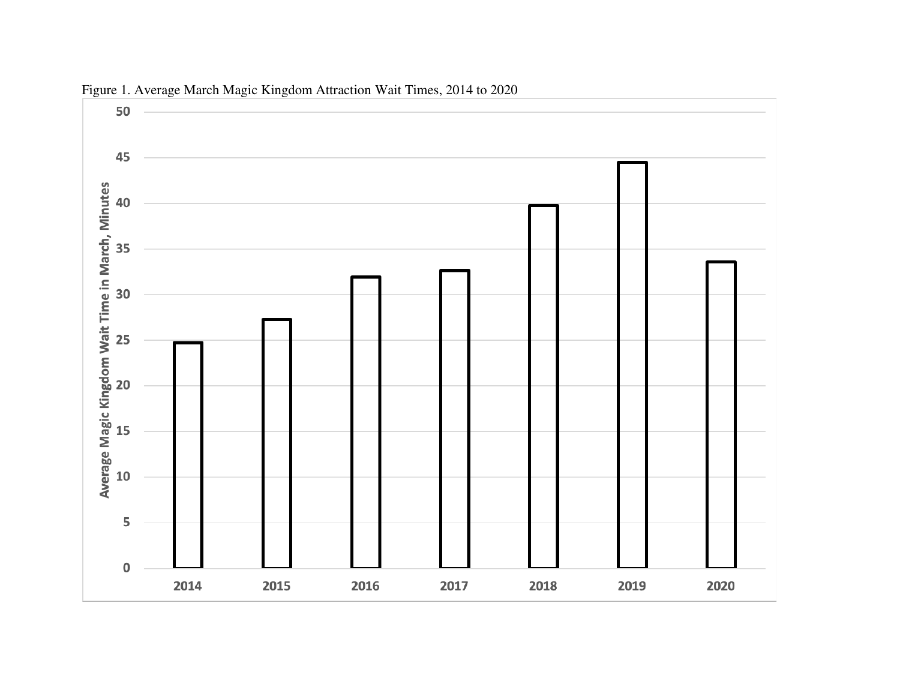Figure 1. Average March Magic Kingdom Attraction Wait Times, 2014 to 2020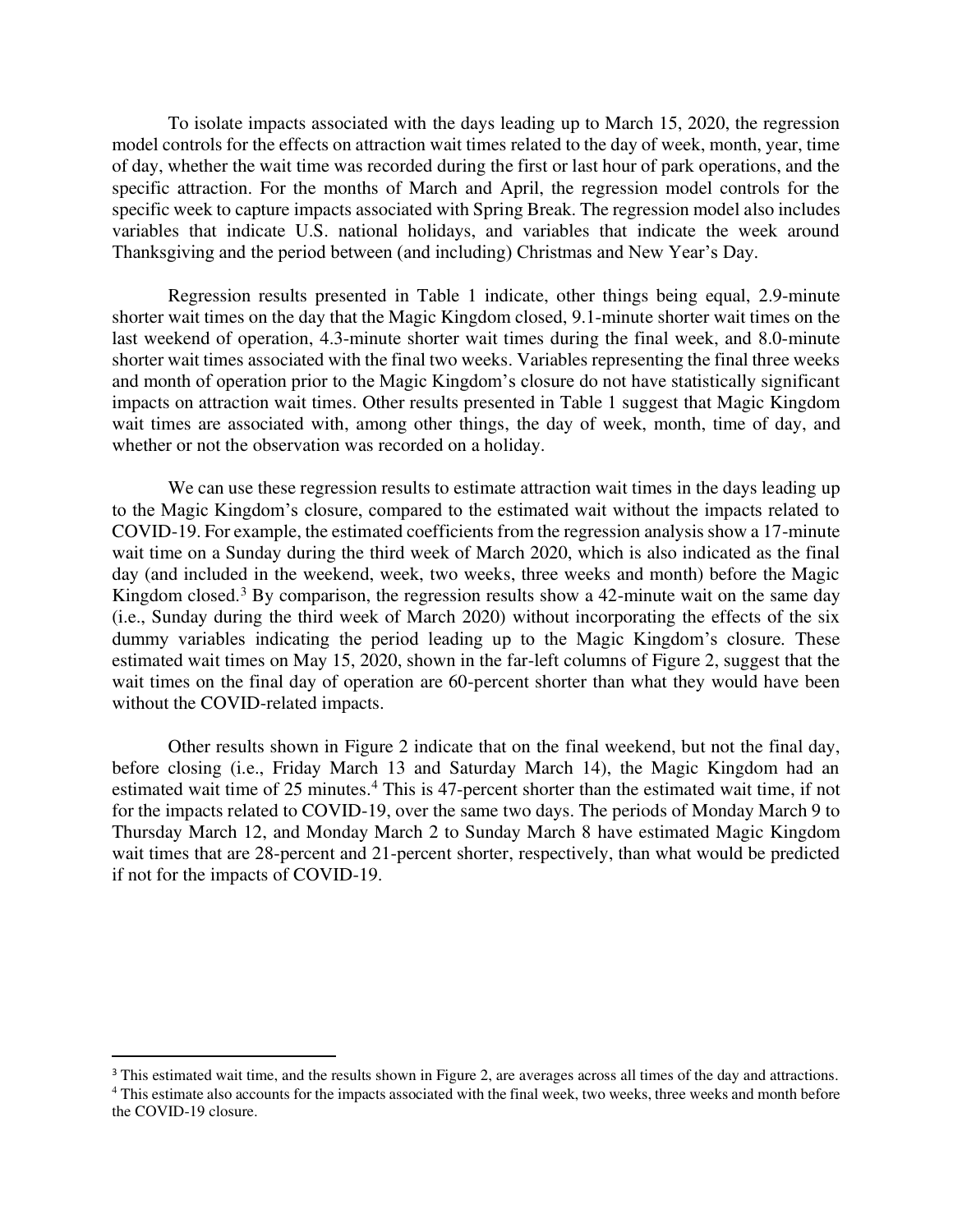To isolate impacts associated with the days leading up to March 15, 2020, the regression model controls for the effects on attraction wait times related to the day of week, month, year, time of day, whether the wait time was recorded during the first or last hour of park operations, and the specific attraction. For the months of March and April, the regression model controls for the specific week to capture impacts associated with Spring Break. The regression model also includes variables that indicate U.S. national holidays, and variables that indicate the week around Thanksgiving and the period between (and including) Christmas and New Year's Day.

Regression results presented in Table 1 indicate, other things being equal, 2.9-minute shorter wait times on the day that the Magic Kingdom closed, 9.1-minute shorter wait times on the last weekend of operation, 4.3-minute shorter wait times during the final week, and 8.0-minute shorter wait times associated with the final two weeks. Variables representing the final three weeks and month of operation prior to the Magic Kingdom's closure do not have statistically significant impacts on attraction wait times. Other results presented in Table 1 suggest that Magic Kingdom wait times are associated with, among other things, the day of week, month, time of day, and whether or not the observation was recorded on a holiday.

We can use these regression results to estimate attraction wait times in the days leading up to the Magic Kingdom's closure, compared to the estimated wait without the impacts related to COVID-19. For example, the estimated coefficients from the regression analysis show a 17-minute wait time on a Sunday during the third week of March 2020, which is also indicated as the final day (and included in the weekend, week, two weeks, three weeks and month) before the Magic Kingdom closed.[3] By comparison, the regression results show a 42-minute wait on the same day (i.e., Sunday during the third week of March 2020) without incorporating the effects of the six dummy variables indicating the period leading up to the Magic Kingdom's closure. These estimated wait times on May 15, 2020, shown in the far-left columns of Figure 2, suggest that the wait times on the final day of operation are 60-percent shorter than what they would have been without the COVID-related impacts.

Other results shown in Figure 2 indicate that on the final weekend, but not the final day, before closing (i.e., Friday March 13 and Saturday March 14), the Magic Kingdom had an estimated wait time of 25 minutes.[4] This is 47-percent shorter than the estimated wait time, if not for the impacts related to COVID-19, over the same two days. The periods of Monday March 9 to Thursday March 12, and Monday March 2 to Sunday March 8 have estimated Magic Kingdom wait times that are 28-percent and 21-percent shorter, respectively, than what would be predicted if not for the impacts of COVID-19.

---

[3] This estimated wait time, and the results shown in Figure 2, are averages across all times of the day and attractions.

[4] This estimate also accounts for the impacts associated with the final week, two weeks, three weeks and month before the COVID-19 closure.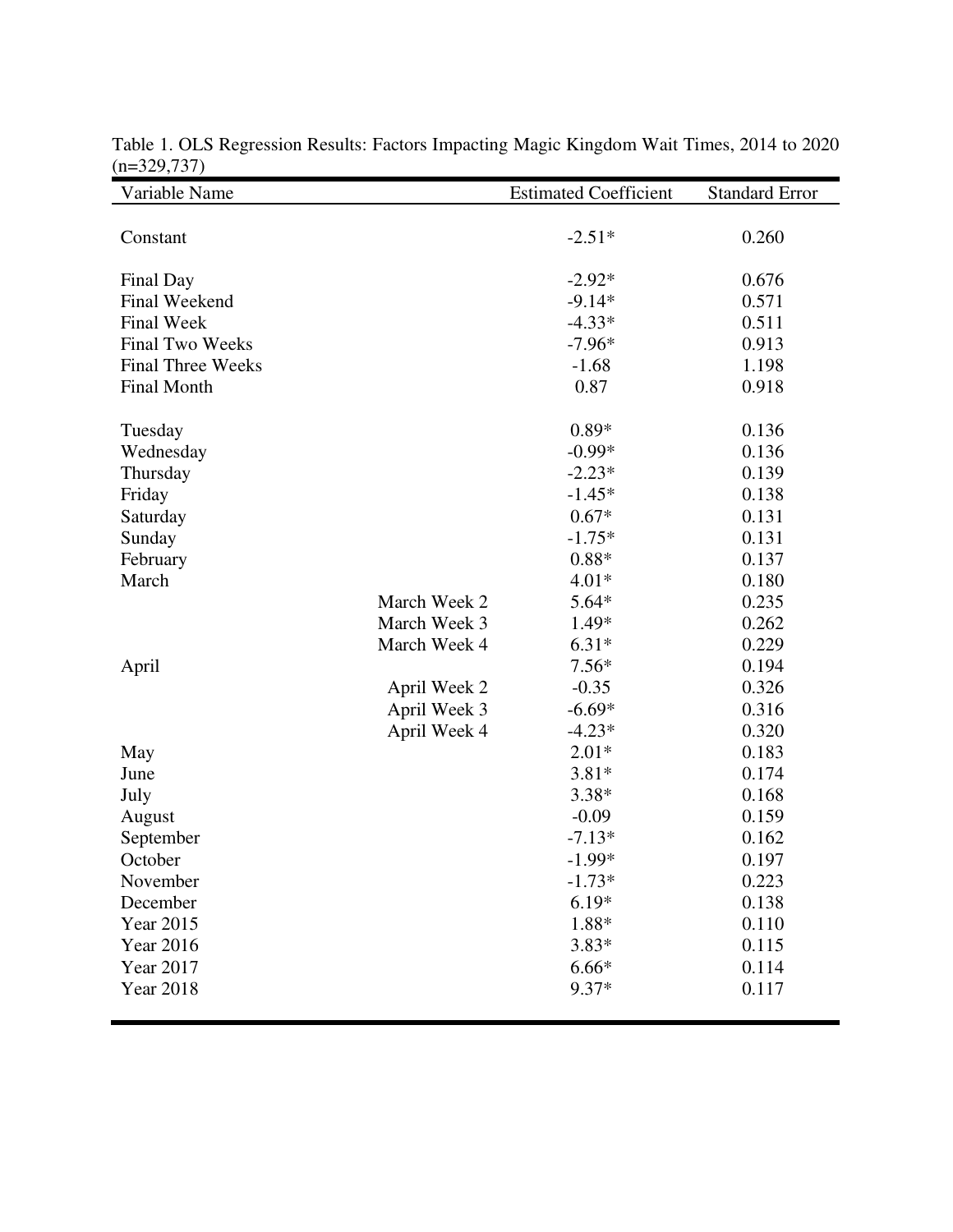Table 1. OLS Regression Results: Factors Impacting Magic Kingdom Wait Times, 2014 to 2020 (n=329,737)

| Variable Name | | Estimated Coefficient | Standard Error |
|---|---|---|---|
| Constant | | -2.51* | 0.260 |
| Final Day | | -2.92* | 0.676 |
| Final Weekend | | -9.14* | 0.571 |
| Final Week | | -4.33* | 0.511 |
| Final Two Weeks | | -7.96* | 0.913 |
| Final Three Weeks | | -1.68 | 1.198 |
| Final Month | | 0.87 | 0.918 |
| Tuesday | | 0.89* | 0.136 |
| Wednesday | | -0.99* | 0.136 |
| Thursday | | -2.23* | 0.139 |
| Friday | | -1.45* | 0.138 |
| Saturday | | 0.67* | 0.131 |
| Sunday | | -1.75* | 0.131 |
| February | | 0.88* | 0.137 |
| March | | 4.01* | 0.180 |
| | March Week 2 | 5.64* | 0.235 |
| | March Week 3 | 1.49* | 0.262 |
| | March Week 4 | 6.31* | 0.229 |
| April | | 7.56* | 0.194 |
| | April Week 2 | -0.35 | 0.326 |
| | April Week 3 | -6.69* | 0.316 |
| | April Week 4 | -4.23* | 0.320 |
| May | | 2.01* | 0.183 |
| June | | 3.81* | 0.174 |
| July | | 3.38* | 0.168 |
| August | | -0.09 | 0.159 |
| September | | -7.13* | 0.162 |
| October | | -1.99* | 0.197 |
| November | | -1.73* | 0.223 |
| December | | 6.19* | 0.138 |
| Year 2015 | | 1.88* | 0.110 |
| Year 2016 | | 3.83* | 0.115 |
| Year 2017 | | 6.66* | 0.114 |
| Year 2018 | | 9.37* | 0.117 |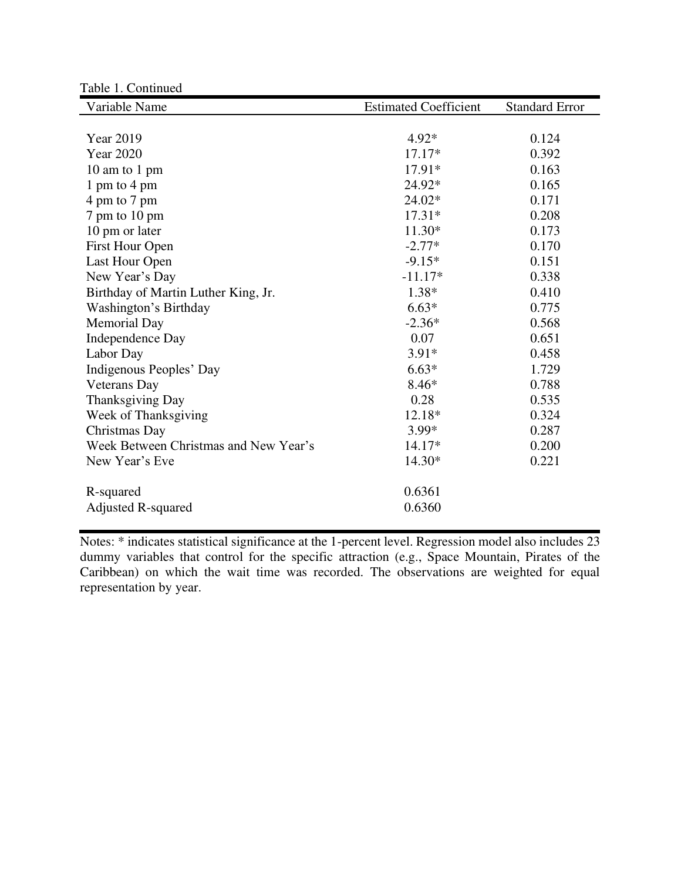Table 1. Continued

| Variable Name | Estimated Coefficient | Standard Error |
|---|---|---|
| Year 2019 | 4.92* | 0.124 |
| Year 2020 | 17.17* | 0.392 |
| 10 am to 1 pm | 17.91* | 0.163 |
| 1 pm to 4 pm | 24.92* | 0.165 |
| 4 pm to 7 pm | 24.02* | 0.171 |
| 7 pm to 10 pm | 17.31* | 0.208 |
| 10 pm or later | 11.30* | 0.173 |
| First Hour Open | -2.77* | 0.170 |
| Last Hour Open | -9.15* | 0.151 |
| New Year's Day | -11.17* | 0.338 |
| Birthday of Martin Luther King, Jr. | 1.38* | 0.410 |
| Washington's Birthday | 6.63* | 0.775 |
| Memorial Day | -2.36* | 0.568 |
| Independence Day | 0.07 | 0.651 |
| Labor Day | 3.91* | 0.458 |
| Indigenous Peoples' Day | 6.63* | 1.729 |
| Veterans Day | 8.46* | 0.788 |
| Thanksgiving Day | 0.28 | 0.535 |
| Week of Thanksgiving | 12.18* | 0.324 |
| Christmas Day | 3.99* | 0.287 |
| Week Between Christmas and New Year's | 14.17* | 0.200 |
| New Year's Eve | 14.30* | 0.221 |
| R-squared | 0.6361 | |
| Adjusted R-squared | 0.6360 | |

Notes: * indicates statistical significance at the 1-percent level. Regression model also includes 23 dummy variables that control for the specific attraction (e.g., Space Mountain, Pirates of the Caribbean) on which the wait time was recorded. The observations are weighted for equal representation by year.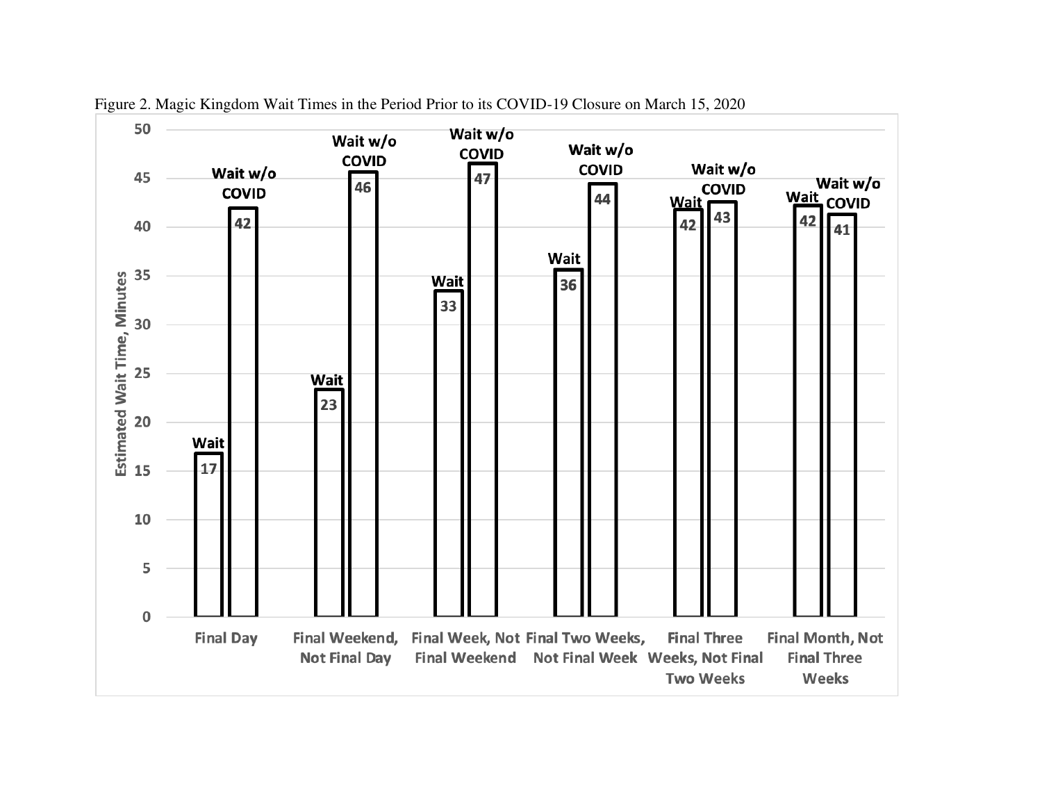Figure 2. Magic Kingdom Wait Times in the Period Prior to its COVID-19 Closure on March 15, 2020

| Period | Wait | Wait w/o COVID |
|---|---|---|
| Final Day | 17 | 42 |
| Final Weekend, Not Final Day | 23 | 46 |
| Final Week, Not Final Weekend | 33 | 47 |
| Final Two Weeks, Not Final Week | 36 | 44 |
| Final Three Weeks, Not Final Two Weeks | 42 | 43 |
| Final Month, Not Final Three Weeks | 42 | 41 |

Estimated Wait Time, Minutes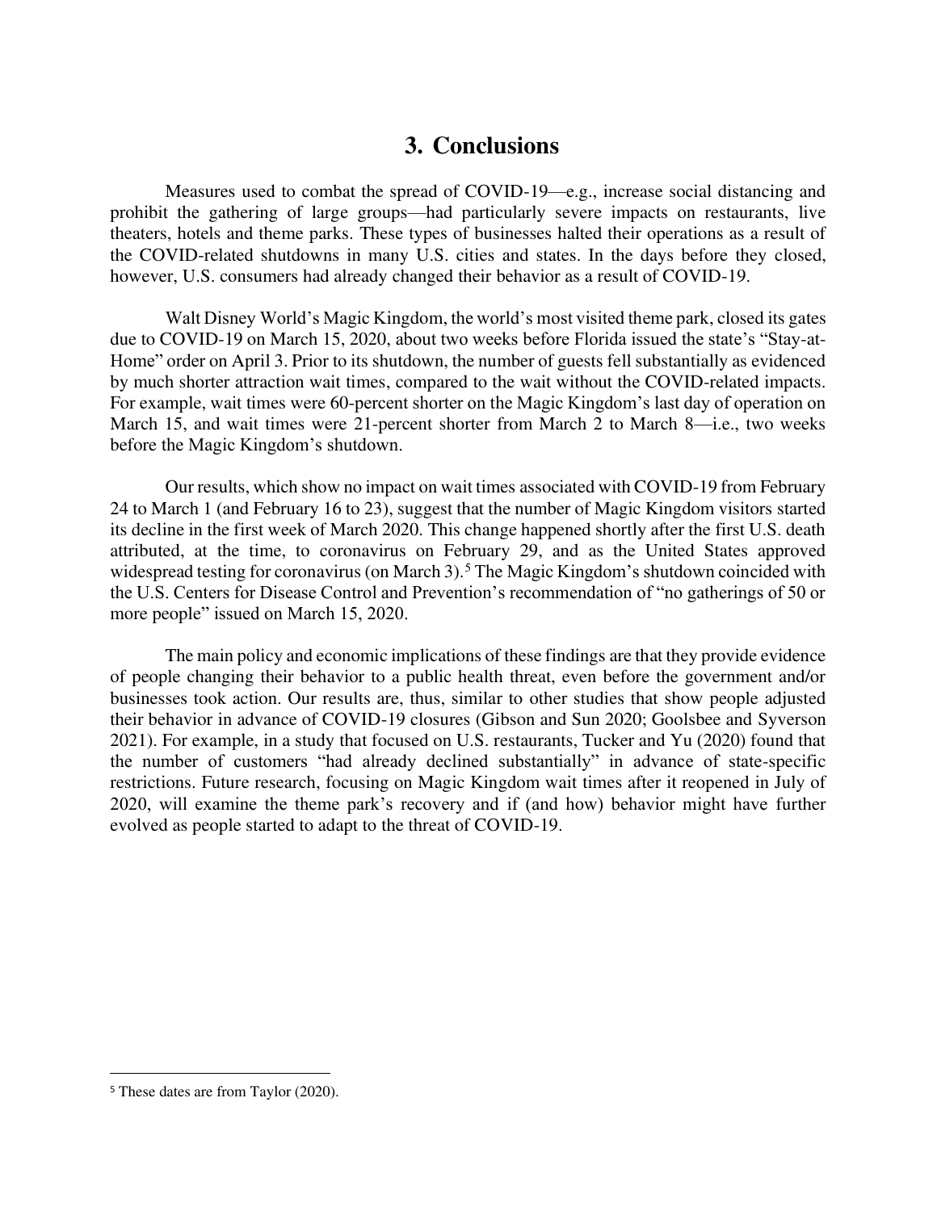## 3. Conclusions

Measures used to combat the spread of COVID-19—e.g., increase social distancing and prohibit the gathering of large groups—had particularly severe impacts on restaurants, live theaters, hotels and theme parks. These types of businesses halted their operations as a result of the COVID-related shutdowns in many U.S. cities and states. In the days before they closed, however, U.S. consumers had already changed their behavior as a result of COVID-19.

Walt Disney World's Magic Kingdom, the world's most visited theme park, closed its gates due to COVID-19 on March 15, 2020, about two weeks before Florida issued the state's "Stay-at-Home" order on April 3. Prior to its shutdown, the number of guests fell substantially as evidenced by much shorter attraction wait times, compared to the wait without the COVID-related impacts. For example, wait times were 60-percent shorter on the Magic Kingdom's last day of operation on March 15, and wait times were 21-percent shorter from March 2 to March 8—i.e., two weeks before the Magic Kingdom's shutdown.

Our results, which show no impact on wait times associated with COVID-19 from February 24 to March 1 (and February 16 to 23), suggest that the number of Magic Kingdom visitors started its decline in the first week of March 2020. This change happened shortly after the first U.S. death attributed, at the time, to coronavirus on February 29, and as the United States approved widespread testing for coronavirus (on March 3).[5] The Magic Kingdom's shutdown coincided with the U.S. Centers for Disease Control and Prevention's recommendation of "no gatherings of 50 or more people" issued on March 15, 2020.

The main policy and economic implications of these findings are that they provide evidence of people changing their behavior to a public health threat, even before the government and/or businesses took action. Our results are, thus, similar to other studies that show people adjusted their behavior in advance of COVID-19 closures (Gibson and Sun 2020; Goolsbee and Syverson 2021). For example, in a study that focused on U.S. restaurants, Tucker and Yu (2020) found that the number of customers "had already declined substantially" in advance of state-specific restrictions. Future research, focusing on Magic Kingdom wait times after it reopened in July of 2020, will examine the theme park's recovery and if (and how) behavior might have further evolved as people started to adapt to the threat of COVID-19.

[5] These dates are from Taylor (2020).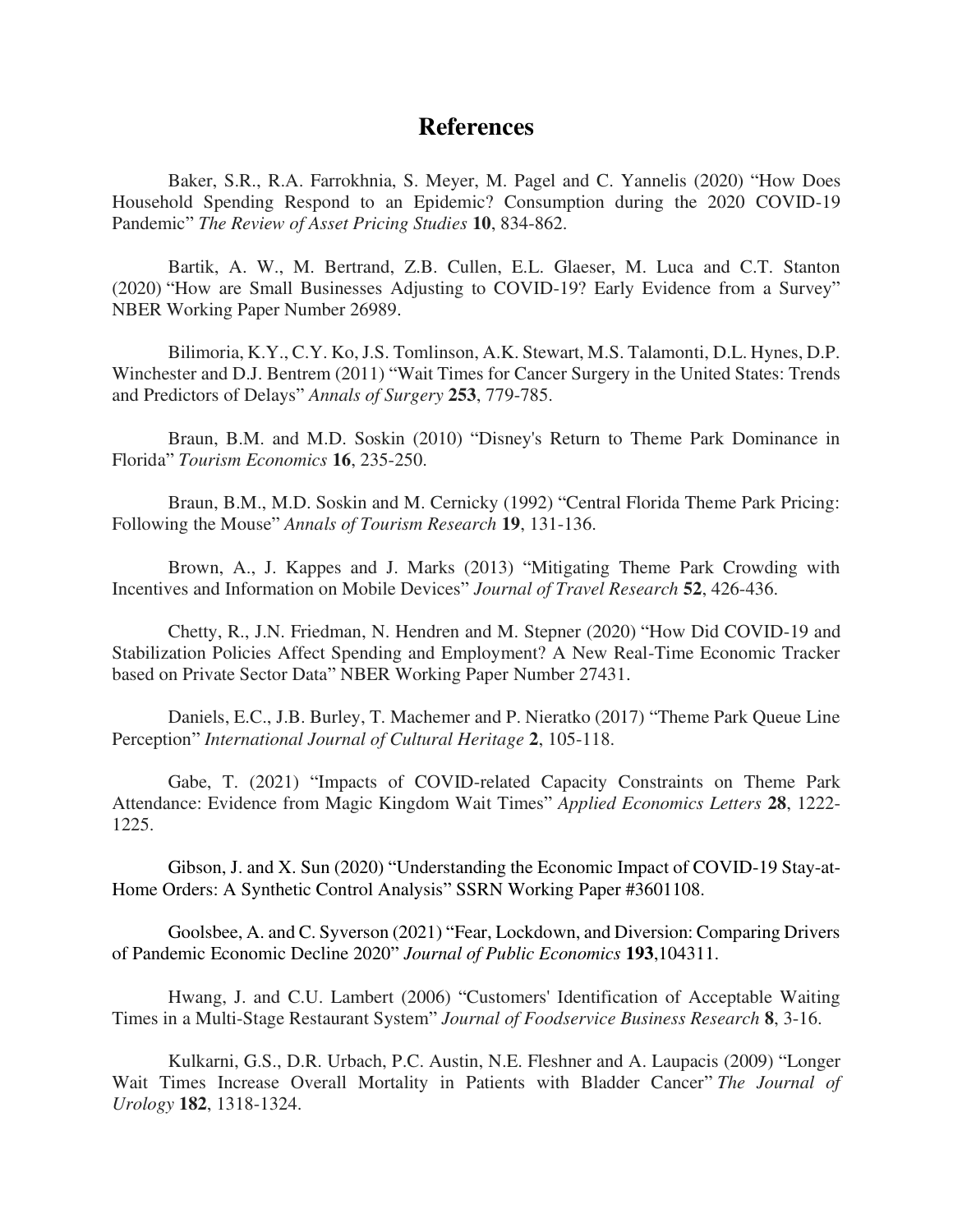# References

Baker, S.R., R.A. Farrokhnia, S. Meyer, M. Pagel and C. Yannelis (2020) "How Does Household Spending Respond to an Epidemic? Consumption during the 2020 COVID-19 Pandemic" *The Review of Asset Pricing Studies* **10**, 834-862.

Bartik, A. W., M. Bertrand, Z.B. Cullen, E.L. Glaeser, M. Luca and C.T. Stanton (2020) "How are Small Businesses Adjusting to COVID-19? Early Evidence from a Survey" NBER Working Paper Number 26989.

Bilimoria, K.Y., C.Y. Ko, J.S. Tomlinson, A.K. Stewart, M.S. Talamonti, D.L. Hynes, D.P. Winchester and D.J. Bentrem (2011) "Wait Times for Cancer Surgery in the United States: Trends and Predictors of Delays" *Annals of Surgery* **253**, 779-785.

Braun, B.M. and M.D. Soskin (2010) "Disney's Return to Theme Park Dominance in Florida" *Tourism Economics* **16**, 235-250.

Braun, B.M., M.D. Soskin and M. Cernicky (1992) "Central Florida Theme Park Pricing: Following the Mouse" *Annals of Tourism Research* **19**, 131-136.

Brown, A., J. Kappes and J. Marks (2013) "Mitigating Theme Park Crowding with Incentives and Information on Mobile Devices" *Journal of Travel Research* **52**, 426-436.

Chetty, R., J.N. Friedman, N. Hendren and M. Stepner (2020) "How Did COVID-19 and Stabilization Policies Affect Spending and Employment? A New Real-Time Economic Tracker based on Private Sector Data" NBER Working Paper Number 27431.

Daniels, E.C., J.B. Burley, T. Machemer and P. Nieratko (2017) "Theme Park Queue Line Perception" *International Journal of Cultural Heritage* **2**, 105-118.

Gabe, T. (2021) "Impacts of COVID-related Capacity Constraints on Theme Park Attendance: Evidence from Magic Kingdom Wait Times" *Applied Economics Letters* **28**, 1222-1225.

Gibson, J. and X. Sun (2020) "Understanding the Economic Impact of COVID-19 Stay-at-Home Orders: A Synthetic Control Analysis" SSRN Working Paper #3601108.

Goolsbee, A. and C. Syverson (2021) "Fear, Lockdown, and Diversion: Comparing Drivers of Pandemic Economic Decline 2020" *Journal of Public Economics* **193**,104311.

Hwang, J. and C.U. Lambert (2006) "Customers' Identification of Acceptable Waiting Times in a Multi-Stage Restaurant System" *Journal of Foodservice Business Research* **8**, 3-16.

Kulkarni, G.S., D.R. Urbach, P.C. Austin, N.E. Fleshner and A. Laupacis (2009) "Longer Wait Times Increase Overall Mortality in Patients with Bladder Cancer" *The Journal of Urology* **182**, 1318-1324.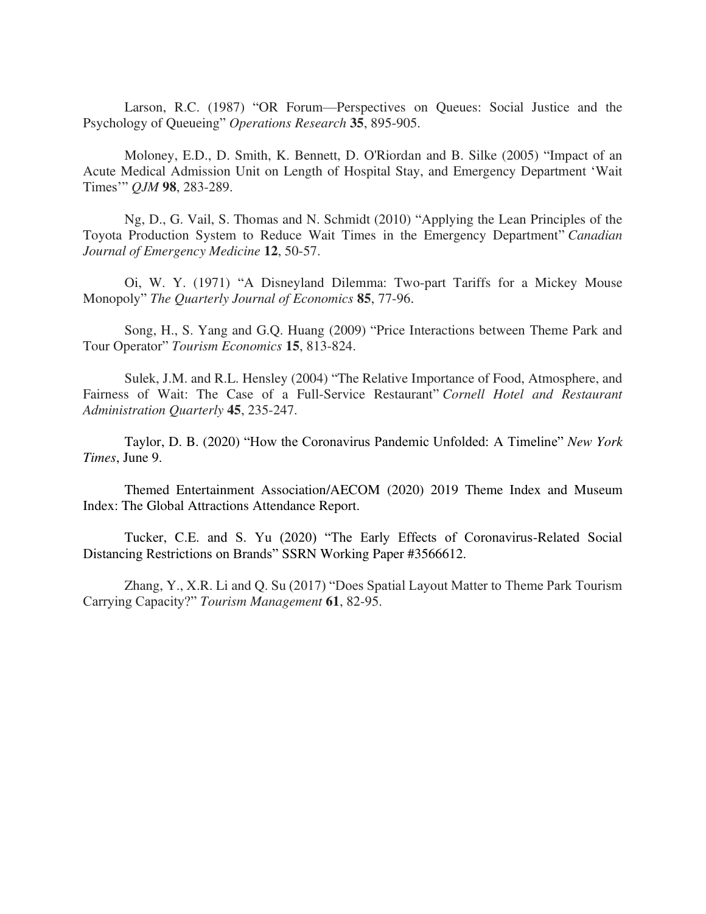Larson, R.C. (1987) "OR Forum—Perspectives on Queues: Social Justice and the Psychology of Queueing" *Operations Research* **35**, 895-905.

Moloney, E.D., D. Smith, K. Bennett, D. O'Riordan and B. Silke (2005) "Impact of an Acute Medical Admission Unit on Length of Hospital Stay, and Emergency Department 'Wait Times'" *QJM* **98**, 283-289.

Ng, D., G. Vail, S. Thomas and N. Schmidt (2010) "Applying the Lean Principles of the Toyota Production System to Reduce Wait Times in the Emergency Department" *Canadian Journal of Emergency Medicine* **12**, 50-57.

Oi, W. Y. (1971) "A Disneyland Dilemma: Two-part Tariffs for a Mickey Mouse Monopoly" *The Quarterly Journal of Economics* **85**, 77-96.

Song, H., S. Yang and G.Q. Huang (2009) "Price Interactions between Theme Park and Tour Operator" *Tourism Economics* **15**, 813-824.

Sulek, J.M. and R.L. Hensley (2004) "The Relative Importance of Food, Atmosphere, and Fairness of Wait: The Case of a Full-Service Restaurant" *Cornell Hotel and Restaurant Administration Quarterly* **45**, 235-247.

Taylor, D. B. (2020) "How the Coronavirus Pandemic Unfolded: A Timeline" *New York Times*, June 9.

Themed Entertainment Association/AECOM (2020) 2019 Theme Index and Museum Index: The Global Attractions Attendance Report.

Tucker, C.E. and S. Yu (2020) "The Early Effects of Coronavirus-Related Social Distancing Restrictions on Brands" SSRN Working Paper #3566612.

Zhang, Y., X.R. Li and Q. Su (2017) "Does Spatial Layout Matter to Theme Park Tourism Carrying Capacity?" *Tourism Management* **61**, 82-95.